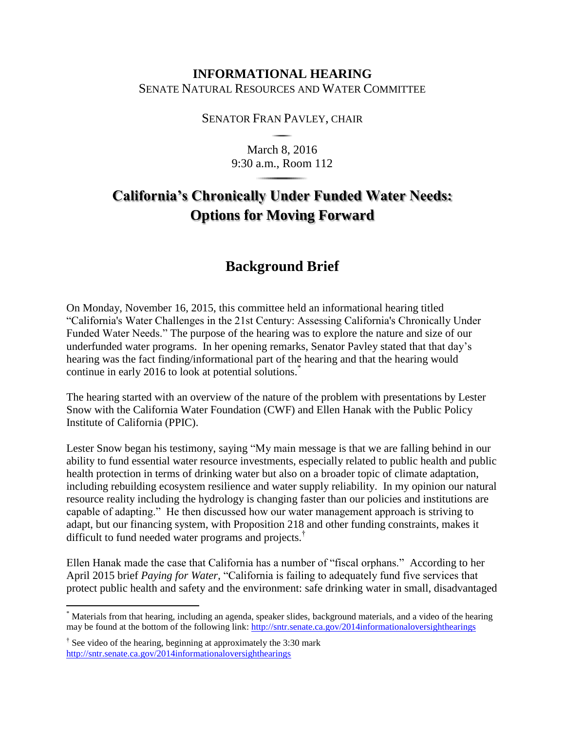**INFORMATIONAL HEARING**

SENATE NATURAL RESOURCES AND WATER COMMITTEE

SENATOR FRAN PAVLEY, CHAIR

March 8, 2016
9:30 a.m., Room 112

# California's Chronically Under Funded Water Needs: Options for Moving Forward

## Background Brief

On Monday, November 16, 2015, this committee held an informational hearing titled "California's Water Challenges in the 21st Century: Assessing California's Chronically Under Funded Water Needs." The purpose of the hearing was to explore the nature and size of our underfunded water programs. In her opening remarks, Senator Pavley stated that that day's hearing was the fact finding/informational part of the hearing and that the hearing would continue in early 2016 to look at potential solutions.[*]

The hearing started with an overview of the nature of the problem with presentations by Lester Snow with the California Water Foundation (CWF) and Ellen Hanak with the Public Policy Institute of California (PPIC).

Lester Snow began his testimony, saying "My main message is that we are falling behind in our ability to fund essential water resource investments, especially related to public health and public health protection in terms of drinking water but also on a broader topic of climate adaptation, including rebuilding ecosystem resilience and water supply reliability. In my opinion our natural resource reality including the hydrology is changing faster than our policies and institutions are capable of adapting." He then discussed how our water management approach is striving to adapt, but our financing system, with Proposition 218 and other funding constraints, makes it difficult to fund needed water programs and projects.[†]

Ellen Hanak made the case that California has a number of "fiscal orphans." According to her April 2015 brief *Paying for Water*, "California is failing to adequately fund five services that protect public health and safety and the environment: safe drinking water in small, disadvantaged

---

[*] Materials from that hearing, including an agenda, speaker slides, background materials, and a video of the hearing may be found at the bottom of the following link: http://sntr.senate.ca.gov/2014informationaloversighthearings

[†] See video of the hearing, beginning at approximately the 3:30 mark http://sntr.senate.ca.gov/2014informationaloversighthearings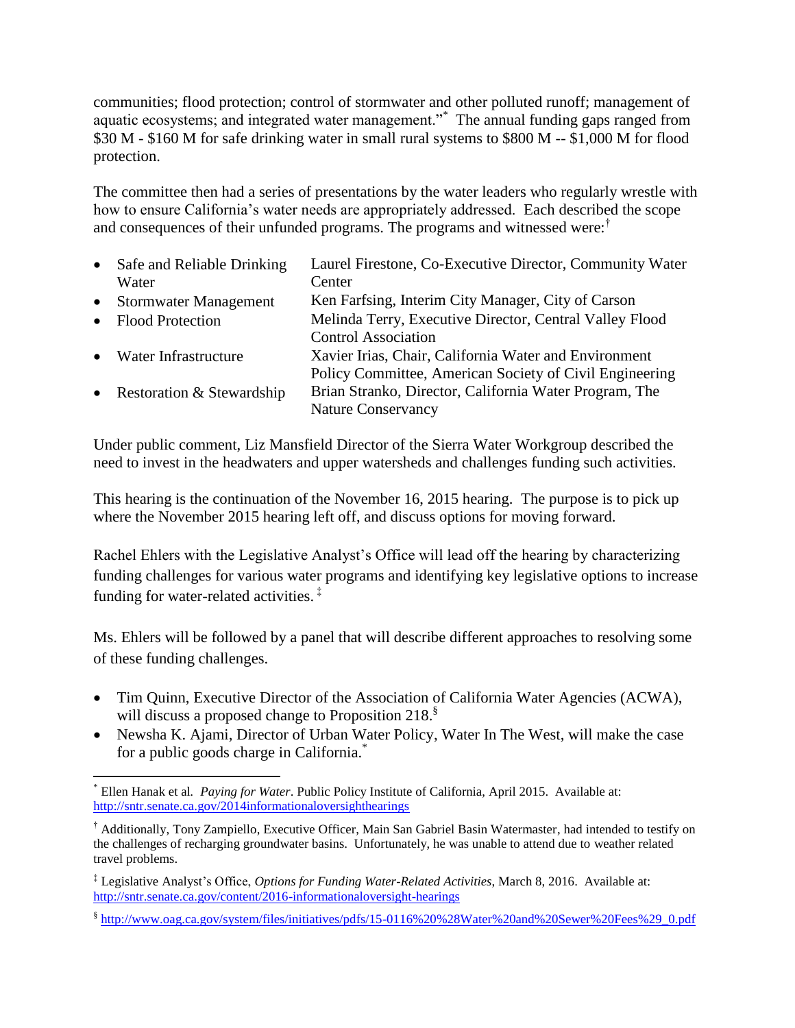communities; flood protection; control of stormwater and other polluted runoff; management of aquatic ecosystems; and integrated water management."[*] The annual funding gaps ranged from $30 M - $160 M for safe drinking water in small rural systems to $800 M -- $1,000 M for flood protection.

The committee then had a series of presentations by the water leaders who regularly wrestle with how to ensure California's water needs are appropriately addressed. Each described the scope and consequences of their unfunded programs. The programs and witnessed were:[†]

- Safe and Reliable Drinking Water — Laurel Firestone, Co-Executive Director, Community Water Center
- Stormwater Management — Ken Farfsing, Interim City Manager, City of Carson
- Flood Protection — Melinda Terry, Executive Director, Central Valley Flood Control Association
- Water Infrastructure — Xavier Irias, Chair, California Water and Environment Policy Committee, American Society of Civil Engineering
- Restoration & Stewardship — Brian Stranko, Director, California Water Program, The Nature Conservancy

Under public comment, Liz Mansfield Director of the Sierra Water Workgroup described the need to invest in the headwaters and upper watersheds and challenges funding such activities.

This hearing is the continuation of the November 16, 2015 hearing. The purpose is to pick up where the November 2015 hearing left off, and discuss options for moving forward.

Rachel Ehlers with the Legislative Analyst's Office will lead off the hearing by characterizing funding challenges for various water programs and identifying key legislative options to increase funding for water-related activities. [‡]

Ms. Ehlers will be followed by a panel that will describe different approaches to resolving some of these funding challenges.

- Tim Quinn, Executive Director of the Association of California Water Agencies (ACWA), will discuss a proposed change to Proposition 218.[§]
- Newsha K. Ajami, Director of Urban Water Policy, Water In The West, will make the case for a public goods charge in California.[*]

---

[*] Ellen Hanak et al. *Paying for Water*. Public Policy Institute of California, April 2015. Available at: http://sntr.senate.ca.gov/2014informationaloversighthearings

[†] Additionally, Tony Zampiello, Executive Officer, Main San Gabriel Basin Watermaster, had intended to testify on the challenges of recharging groundwater basins. Unfortunately, he was unable to attend due to weather related travel problems.

[‡] Legislative Analyst's Office, *Options for Funding Water-Related Activities*, March 8, 2016. Available at: http://sntr.senate.ca.gov/content/2016-informationaloversight-hearings

[§] http://www.oag.ca.gov/system/files/initiatives/pdfs/15-0116%20%28Water%20and%20Sewer%20Fees%29_0.pdf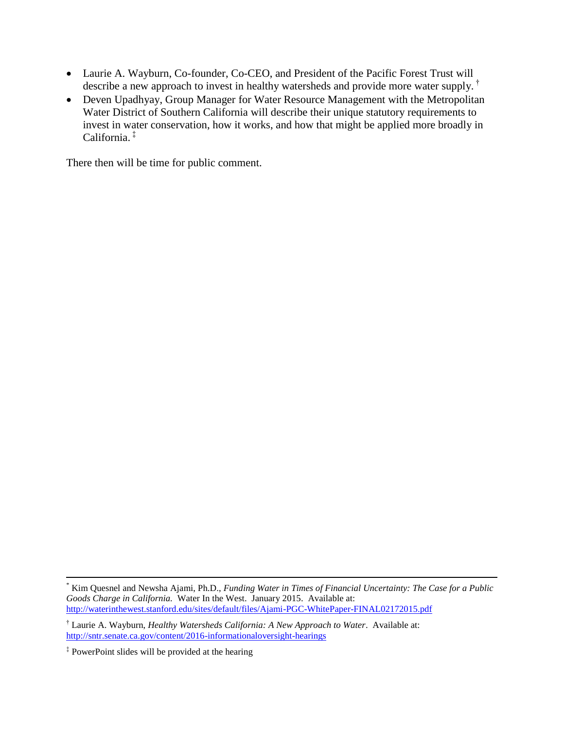- Laurie A. Wayburn, Co-founder, Co-CEO, and President of the Pacific Forest Trust will describe a new approach to invest in healthy watersheds and provide more water supply. [†]
- Deven Upadhyay, Group Manager for Water Resource Management with the Metropolitan Water District of Southern California will describe their unique statutory requirements to invest in water conservation, how it works, and how that might be applied more broadly in California. [‡]

There then will be time for public comment.

---

[*] Kim Quesnel and Newsha Ajami, Ph.D., *Funding Water in Times of Financial Uncertainty: The Case for a Public Goods Charge in California.* Water In the West. January 2015. Available at: http://waterinthewest.stanford.edu/sites/default/files/Ajami-PGC-WhitePaper-FINAL02172015.pdf

[†] Laurie A. Wayburn, *Healthy Watersheds California: A New Approach to Water*. Available at: http://sntr.senate.ca.gov/content/2016-informationaloversight-hearings

[‡] PowerPoint slides will be provided at the hearing